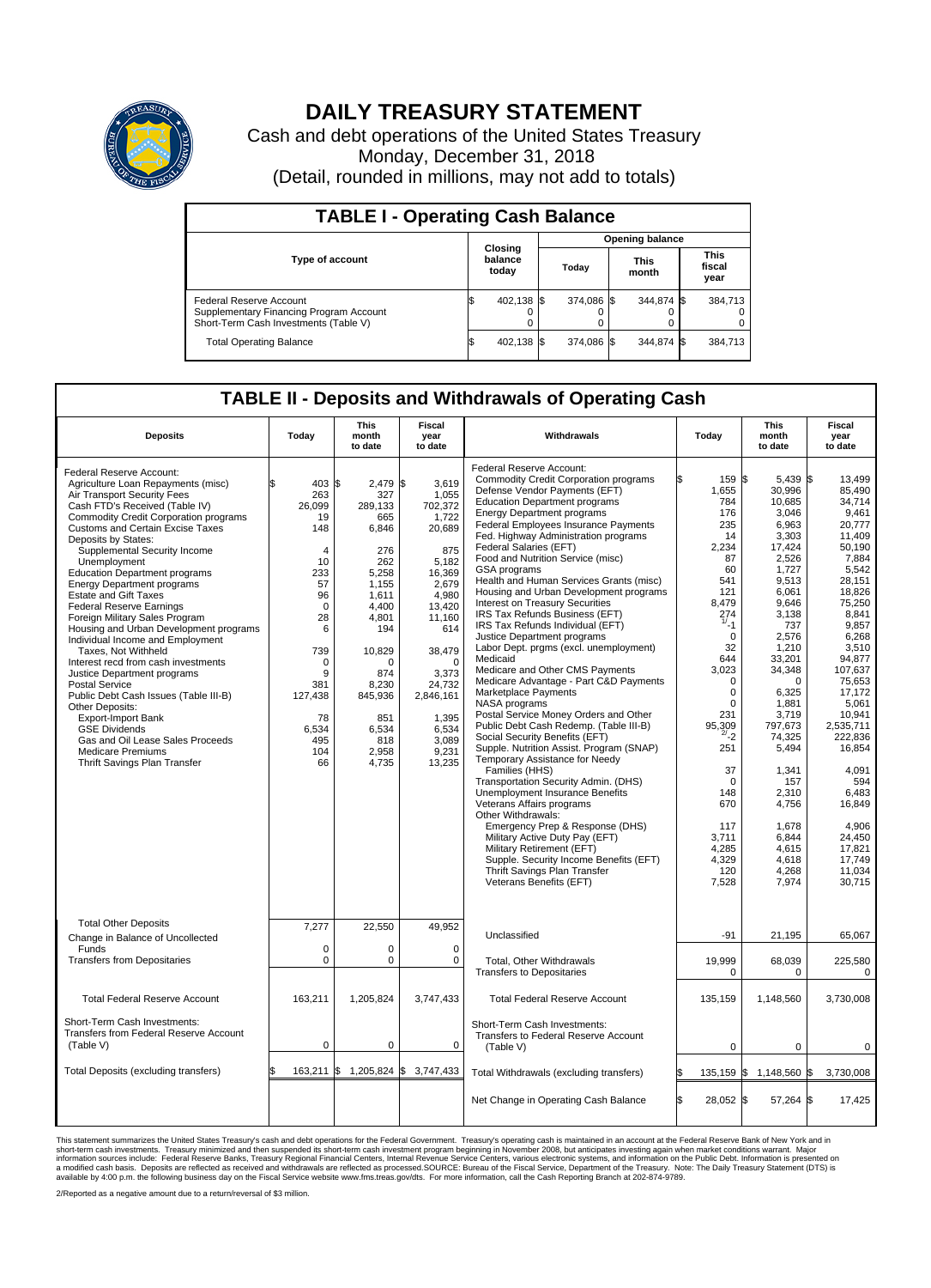# DAILY TREASURY STATEMENT

Cash and debt operations of the United States Treasury
Monday, December 31, 2018
(Detail, rounded in millions, may not add to totals)

## TABLE I - Operating Cash Balance

| Type of account | Closing balance today | Opening balance Today | Opening balance This month | Opening balance This fiscal year |
|---|---|---|---|---|
| Federal Reserve Account | $ 402,138 | $ 374,086 | $ 344,874 | $ 384,713 |
| Supplementary Financing Program Account | 0 | 0 | 0 | 0 |
| Short-Term Cash Investments (Table V) | 0 | 0 | 0 | 0 |
| Total Operating Balance | $ 402,138 | $ 374,086 | $ 344,874 | $ 384,713 |

## TABLE II - Deposits and Withdrawals of Operating Cash

| Deposits | Today | This month to date | Fiscal year to date |
|---|---|---|---|
| Federal Reserve Account: | | | |
| Agriculture Loan Repayments (misc) | $ 403 | $ 2,479 | $ 3,619 |
| Air Transport Security Fees | 263 | 327 | 1,055 |
| Cash FTD's Received (Table IV) | 26,099 | 289,133 | 702,372 |
| Commodity Credit Corporation programs | 19 | 665 | 1,722 |
| Customs and Certain Excise Taxes | 148 | 6,846 | 20,689 |
| Deposits by States: | | | |
| Supplemental Security Income | 4 | 276 | 875 |
| Unemployment | 10 | 262 | 5,182 |
| Education Department programs | 233 | 5,258 | 16,369 |
| Energy Department programs | 57 | 1,155 | 2,679 |
| Estate and Gift Taxes | 96 | 1,611 | 4,980 |
| Federal Reserve Earnings | 0 | 4,400 | 13,420 |
| Foreign Military Sales Program | 28 | 4,801 | 11,160 |
| Housing and Urban Development programs | 6 | 194 | 614 |
| Individual Income and Employment Taxes, Not Withheld | 739 | 10,829 | 38,479 |
| Interest recd from cash investments | 0 | 0 | 0 |
| Justice Department programs | 9 | 874 | 3,373 |
| Postal Service | 381 | 8,230 | 24,732 |
| Public Debt Cash Issues (Table III-B) | 127,438 | 845,936 | 2,846,161 |
| Other Deposits: | | | |
| Export-Import Bank | 78 | 851 | 1,395 |
| GSE Dividends | 6,534 | 6,534 | 6,534 |
| Gas and Oil Lease Sales Proceeds | 495 | 818 | 3,089 |
| Medicare Premiums | 104 | 2,958 | 9,231 |
| Thrift Savings Plan Transfer | 66 | 4,735 | 13,235 |
| Total Other Deposits | 7,277 | 22,550 | 49,952 |
| Change in Balance of Uncollected Funds | 0 | 0 | 0 |
| Transfers from Depositaries | 0 | 0 | 0 |
| Total Federal Reserve Account | 163,211 | 1,205,824 | 3,747,433 |
| Short-Term Cash Investments: Transfers from Federal Reserve Account (Table V) | 0 | 0 | 0 |
| Total Deposits (excluding transfers) | $ 163,211 | $ 1,205,824 | $ 3,747,433 |

| Withdrawals | Today | This month to date | Fiscal year to date |
|---|---|---|---|
| Federal Reserve Account: | | | |
| Commodity Credit Corporation programs | $ 159 | $ 5,439 | $ 13,499 |
| Defense Vendor Payments (EFT) | 1,655 | 30,996 | 85,490 |
| Education Department programs | 784 | 10,685 | 34,714 |
| Energy Department programs | 176 | 3,046 | 9,461 |
| Federal Employees Insurance Payments | 235 | 6,963 | 20,777 |
| Fed. Highway Administration programs | 14 | 3,303 | 11,409 |
| Federal Salaries (EFT) | 2,234 | 17,424 | 50,190 |
| Food and Nutrition Service (misc) | 87 | 2,526 | 7,884 |
| GSA programs | 60 | 1,727 | 5,542 |
| Health and Human Services Grants (misc) | 541 | 9,513 | 28,151 |
| Housing and Urban Development programs | 121 | 6,061 | 18,826 |
| Interest on Treasury Securities | 8,479 | 9,646 | 75,250 |
| IRS Tax Refunds Business (EFT) | 274 | 3,138 | 8,841 |
| IRS Tax Refunds Individual (EFT) | 1/-1 | 737 | 9,857 |
| Justice Department programs | 0 | 2,576 | 6,268 |
| Labor Dept. prgms (excl. unemployment) | 32 | 1,210 | 3,510 |
| Medicaid | 644 | 33,201 | 94,877 |
| Medicare and Other CMS Payments | 3,023 | 34,348 | 107,637 |
| Medicare Advantage - Part C&D Payments | 0 | 0 | 75,653 |
| Marketplace Payments | 0 | 6,325 | 17,172 |
| NASA programs | 0 | 1,881 | 5,061 |
| Postal Service Money Orders and Other | 231 | 3,719 | 10,941 |
| Public Debt Cash Redemp. (Table III-B) | 95,309 | 797,673 | 2,535,711 |
| Social Security Benefits (EFT) | 2/-2 | 74,325 | 222,836 |
| Supple. Nutrition Assist. Program (SNAP) | 251 | 5,494 | 16,854 |
| Temporary Assistance for Needy Families (HHS) | 37 | 1,341 | 4,091 |
| Transportation Security Admin. (DHS) | 0 | 157 | 594 |
| Unemployment Insurance Benefits | 148 | 2,310 | 6,483 |
| Veterans Affairs programs | 670 | 4,756 | 16,849 |
| Other Withdrawals: | | | |
| Emergency Prep & Response (DHS) | 117 | 1,678 | 4,906 |
| Military Active Duty Pay (EFT) | 3,711 | 6,844 | 24,450 |
| Military Retirement (EFT) | 4,285 | 4,615 | 17,821 |
| Supple. Security Income Benefits (EFT) | 4,329 | 4,618 | 17,749 |
| Thrift Savings Plan Transfer | 120 | 4,268 | 11,034 |
| Veterans Benefits (EFT) | 7,528 | 7,974 | 30,715 |
| Unclassified | -91 | 21,195 | 65,067 |
| Total, Other Withdrawals | 19,999 | 68,039 | 225,580 |
| Transfers to Depositaries | 0 | 0 | 0 |
| Total Federal Reserve Account | 135,159 | 1,148,560 | 3,730,008 |
| Short-Term Cash Investments: Transfers to Federal Reserve Account (Table V) | 0 | 0 | 0 |
| Total Withdrawals (excluding transfers) | $ 135,159 | $ 1,148,560 | $ 3,730,008 |
| Net Change in Operating Cash Balance | $ 28,052 | $ 57,264 | $ 17,425 |

This statement summarizes the United States Treasury's cash and debt operations for the Federal Government. Treasury's operating cash is maintained in an account at the Federal Reserve Bank of New York and in short-term cash investments. Treasury minimized and then suspended its short-term cash investment program beginning in November 2008, but anticipates investing again when market conditions warrant. Major information sources include: Federal Reserve Banks, Treasury Regional Financial Centers, Internal Revenue Service Centers, various electronic systems, and information on the Public Debt. Information is presented on a modified cash basis. Deposits are reflected as received and withdrawals are reflected as processed.SOURCE: Bureau of the Fiscal Service, Department of the Treasury. Note: The Daily Treasury Statement (DTS) is available by 4:00 p.m. the following business day on the Fiscal Service website www.fms.treas.gov/dts. For more information, call the Cash Reporting Branch at 202-874-9789.

2/Reported as a negative amount due to a return/reversal of $3 million.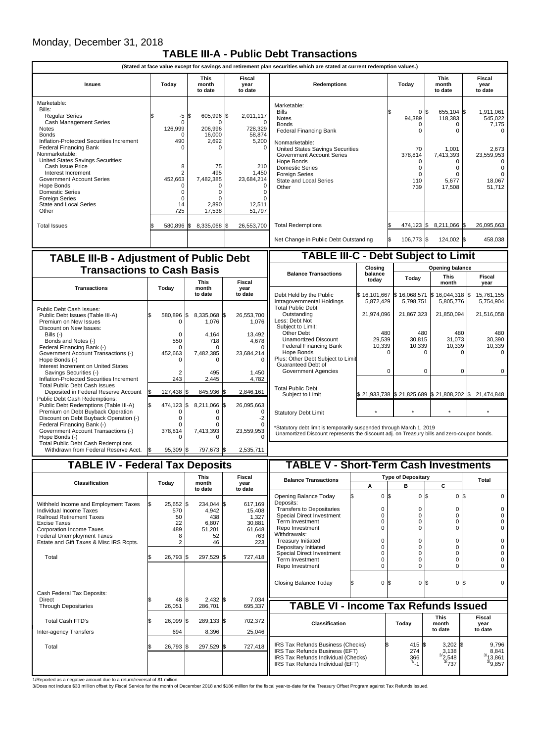Monday, December 31, 2018

# TABLE III-A - Public Debt Transactions

(Stated at face value except for savings and retirement plan securities which are stated at current redemption values.)

| Issues | Today | This month to date | Fiscal year to date |
|---|---|---|---|
| Marketable: | | | |
| Bills: | | | |
| Regular Series | $ -5 | $ 605,996 | $ 2,011,117 |
| Cash Management Series | 0 | 0 | 0 |
| Notes | 126,999 | 206,996 | 728,329 |
| Bonds | 0 | 16,000 | 58,874 |
| Inflation-Protected Securities Increment | 490 | 2,692 | 5,200 |
| Federal Financing Bank | 0 | 0 | 0 |
| Nonmarketable: | | | |
| United States Savings Securities: | | | |
| Cash Issue Price | 8 | 75 | 210 |
| Interest Increment | 2 | 495 | 1,450 |
| Government Account Series | 452,663 | 7,482,385 | 23,684,214 |
| Hope Bonds | 0 | 0 | 0 |
| Domestic Series | 0 | 0 | 0 |
| Foreign Series | 0 | 0 | 0 |
| State and Local Series | 14 | 2,890 | 12,511 |
| Other | 725 | 17,538 | 51,797 |
| Total Issues | $ 580,896 | $ 8,335,068 | $ 26,553,700 |

| Redemptions | Today | This month to date | Fiscal year to date |
|---|---|---|---|
| Marketable: | | | |
| Bills | $ 0 | $ 655,104 | $ 1,911,061 |
| Notes | 94,389 | 118,383 | 545,022 |
| Bonds | 0 | 0 | 7,175 |
| Federal Financing Bank | 0 | 0 | 0 |
| Nonmarketable: | | | |
| United States Savings Securities | 70 | 1,001 | 2,673 |
| Government Account Series | 378,814 | 7,413,393 | 23,559,953 |
| Hope Bonds | 0 | 0 | 0 |
| Domestic Series | 0 | 0 | 0 |
| Foreign Series | 0 | 0 | 0 |
| State and Local Series | 110 | 5,677 | 18,067 |
| Other | 739 | 17,508 | 51,712 |
| Total Redemptions | $ 474,123 | $ 8,211,066 | $ 26,095,663 |
| Net Change in Public Debt Outstanding | $ 106,773 | $ 124,002 | $ 458,038 |

# TABLE III-B - Adjustment of Public Debt Transactions to Cash Basis

| Transactions | Today | This month to date | Fiscal year to date |
|---|---|---|---|
| Public Debt Cash Issues: | | | |
| Public Debt Issues (Table III-A) | $ 580,896 | $ 8,335,068 | $ 26,553,700 |
| Premium on New Issues | 0 | 1,076 | 1,076 |
| Discount on New Issues: | | | |
| Bills (-) | 0 | 4,164 | 13,492 |
| Bonds and Notes (-) | 550 | 718 | 4,678 |
| Federal Financing Bank (-) | 0 | 0 | 0 |
| Government Account Transactions (-) | 452,663 | 7,482,385 | 23,684,214 |
| Hope Bonds (-) | 0 | 0 | 0 |
| Interest Increment on United States Savings Securities (-) | 2 | 495 | 1,450 |
| Inflation-Protected Securities Increment | 243 | 2,445 | 4,782 |
| Total Public Debt Cash Issues Deposited in Federal Reserve Account | $ 127,438 | $ 845,936 | $ 2,846,161 |
| Public Debt Cash Redemptions: | | | |
| Public Debt Redemptions (Table III-A) | $ 474,123 | $ 8,211,066 | $ 26,095,663 |
| Premium on Debt Buyback Operation | 0 | 0 | 0 |
| Discount on Debt Buyback Operation (-) | 0 | 0 | -2 |
| Federal Financing Bank (-) | 0 | 0 | 0 |
| Government Account Transactions (-) | 378,814 | 7,413,393 | 23,559,953 |
| Hope Bonds (-) | 0 | 0 | 0 |
| Total Public Debt Cash Redemptions Withdrawn from Federal Reserve Acct. | $ 95,309 | $ 797,673 | $ 2,535,711 |

# TABLE III-C - Debt Subject to Limit

| Balance Transactions | Closing balance today | Opening balance Today | Opening balance This month | Opening balance Fiscal year |
|---|---|---|---|---|
| Debt Held by the Public | $ 16,101,667 | $ 16,068,571 | $ 16,044,318 | $ 15,761,155 |
| Intragovernmental Holdings | 5,872,429 | 5,798,751 | 5,805,776 | 5,754,904 |
| Total Public Debt Outstanding | 21,974,096 | 21,867,323 | 21,850,094 | 21,516,058 |
| Less: Debt Not Subject to Limit: | | | | |
| Other Debt | 480 | 480 | 480 | 480 |
| Unamortized Discount | 29,539 | 30,815 | 31,073 | 30,390 |
| Federal Financing Bank | 10,339 | 10,339 | 10,339 | 10,339 |
| Hope Bonds | 0 | 0 | 0 | 0 |
| Plus: Other Debt Subject to Limit | | | | |
| Guaranteed Debt of Government Agencies | 0 | 0 | 0 | 0 |
| Total Public Debt Subject to Limit | $ 21,933,738 | $ 21,825,689 | $ 21,808,202 | $ 21,474,848 |
| Statutory Debt Limit | * | * | * | * |

*Statutory debt limit is temporarily suspended through March 1, 2019
Unamortized Discount represents the discount adj. on Treasury bills and zero-coupon bonds.

# TABLE IV - Federal Tax Deposits

| Classification | Today | This month to date | Fiscal year to date |
|---|---|---|---|
| Withheld Income and Employment Taxes | $ 25,652 | $ 234,044 | $ 617,169 |
| Individual Income Taxes | 570 | 4,942 | 15,408 |
| Railroad Retirement Taxes | 50 | 438 | 1,327 |
| Excise Taxes | 22 | 6,807 | 30,881 |
| Corporation Income Taxes | 489 | 51,201 | 61,648 |
| Federal Unemployment Taxes | 8 | 52 | 763 |
| Estate and Gift Taxes & Misc IRS Rcpts. | 2 | 46 | 223 |
| Total | $ 26,793 | $ 297,529 | $ 727,418 |
| Cash Federal Tax Deposits: | | | |
| Direct | $ 48 | $ 2,432 | $ 7,034 |
| Through Depositaries | 26,051 | 286,701 | 695,337 |
| Total Cash FTD's | $ 26,099 | $ 289,133 | $ 702,372 |
| Inter-agency Transfers | 694 | 8,396 | 25,046 |
| Total | $ 26,793 | $ 297,529 | $ 727,418 |

# TABLE V - Short-Term Cash Investments

| Balance Transactions | Type of Depositary A | Type of Depositary B | Type of Depositary C | Total |
|---|---|---|---|---|
| Opening Balance Today | $ 0 | $ 0 | $ 0 | $ 0 |
| Deposits: | | | | |
| Transfers to Depositaries | 0 | 0 | 0 | 0 |
| Special Direct Investment | 0 | 0 | 0 | 0 |
| Term Investment | 0 | 0 | 0 | 0 |
| Repo Investment | 0 | 0 | 0 | 0 |
| Withdrawals: | | | | |
| Treasury Initiated | 0 | 0 | 0 | 0 |
| Depositary Initiated | 0 | 0 | 0 | 0 |
| Special Direct Investment | 0 | 0 | 0 | 0 |
| Term Investment | 0 | 0 | 0 | 0 |
| Repo Investment | 0 | 0 | 0 | 0 |
| Closing Balance Today | $ 0 | $ 0 | $ 0 | $ 0 |

# TABLE VI - Income Tax Refunds Issued

| Classification | Today | This month to date | Fiscal year to date |
|---|---|---|---|
| IRS Tax Refunds Business (Checks) | $ 415 | $ 3,202 | $ 9,796 |
| IRS Tax Refunds Business (EFT) | 274 | 3,138 | 8,841 |
| IRS Tax Refunds Individual (Checks) | 366 | 3/ 2,548 | 3/ 13,861 |
| IRS Tax Refunds Individual (EFT) | 1/ -1 | 3/ 737 | 3/ 9,857 |

1/Reported as a negative amount due to a return/reversal of $1 million.
3/Does not include $33 million offset by Fiscal Service for the month of December 2018 and $186 million for the fiscal year-to-date for the Treasury Offset Program against Tax Refunds issued.